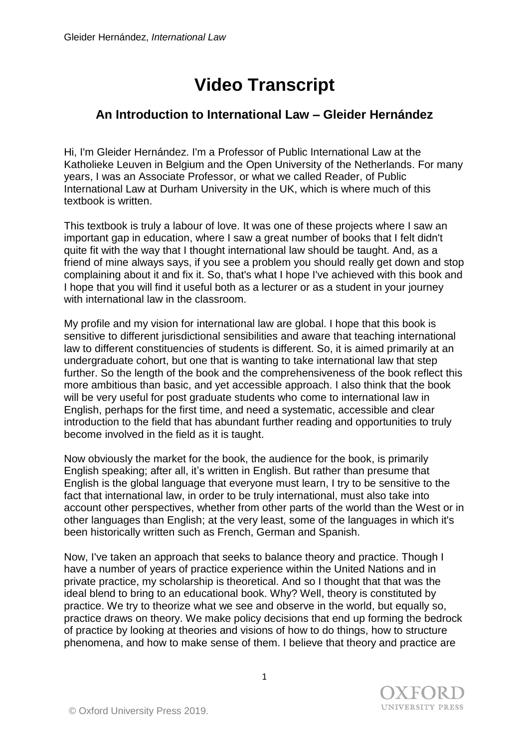# Video Transcript

## An Introduction to International Law – Gleider Hernández

Hi, I'm Gleider Hernández. I'm a Professor of Public International Law at the Katholieke Leuven in Belgium and the Open University of the Netherlands. For many years, I was an Associate Professor, or what we called Reader, of Public International Law at Durham University in the UK, which is where much of this textbook is written.

This textbook is truly a labour of love. It was one of these projects where I saw an important gap in education, where I saw a great number of books that I felt didn't quite fit with the way that I thought international law should be taught. And, as a friend of mine always says, if you see a problem you should really get down and stop complaining about it and fix it. So, that's what I hope I've achieved with this book and I hope that you will find it useful both as a lecturer or as a student in your journey with international law in the classroom.

My profile and my vision for international law are global. I hope that this book is sensitive to different jurisdictional sensibilities and aware that teaching international law to different constituencies of students is different. So, it is aimed primarily at an undergraduate cohort, but one that is wanting to take international law that step further. So the length of the book and the comprehensiveness of the book reflect this more ambitious than basic, and yet accessible approach. I also think that the book will be very useful for post graduate students who come to international law in English, perhaps for the first time, and need a systematic, accessible and clear introduction to the field that has abundant further reading and opportunities to truly become involved in the field as it is taught.

Now obviously the market for the book, the audience for the book, is primarily English speaking; after all, it's written in English. But rather than presume that English is the global language that everyone must learn, I try to be sensitive to the fact that international law, in order to be truly international, must also take into account other perspectives, whether from other parts of the world than the West or in other languages than English; at the very least, some of the languages in which it's been historically written such as French, German and Spanish.

Now, I've taken an approach that seeks to balance theory and practice. Though I have a number of years of practice experience within the United Nations and in private practice, my scholarship is theoretical. And so I thought that that was the ideal blend to bring to an educational book. Why? Well, theory is constituted by practice. We try to theorize what we see and observe in the world, but equally so, practice draws on theory. We make policy decisions that end up forming the bedrock of practice by looking at theories and visions of how to do things, how to structure phenomena, and how to make sense of them. I believe that theory and practice are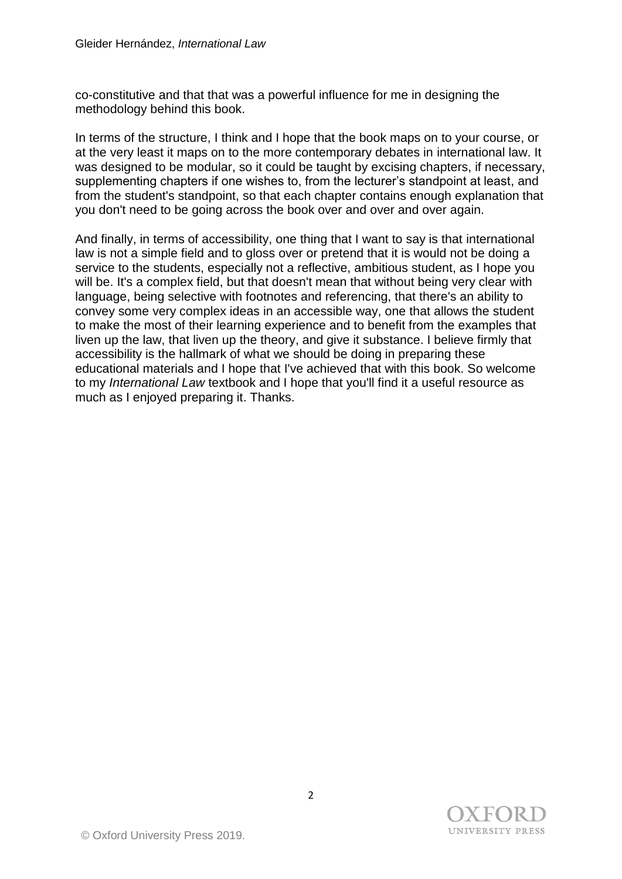co-constitutive and that that was a powerful influence for me in designing the methodology behind this book.

In terms of the structure, I think and I hope that the book maps on to your course, or at the very least it maps on to the more contemporary debates in international law. It was designed to be modular, so it could be taught by excising chapters, if necessary, supplementing chapters if one wishes to, from the lecturer's standpoint at least, and from the student's standpoint, so that each chapter contains enough explanation that you don't need to be going across the book over and over and over again.

And finally, in terms of accessibility, one thing that I want to say is that international law is not a simple field and to gloss over or pretend that it is would not be doing a service to the students, especially not a reflective, ambitious student, as I hope you will be. It's a complex field, but that doesn't mean that without being very clear with language, being selective with footnotes and referencing, that there's an ability to convey some very complex ideas in an accessible way, one that allows the student to make the most of their learning experience and to benefit from the examples that liven up the law, that liven up the theory, and give it substance. I believe firmly that accessibility is the hallmark of what we should be doing in preparing these educational materials and I hope that I've achieved that with this book. So welcome to my *International Law* textbook and I hope that you'll find it a useful resource as much as I enjoyed preparing it. Thanks.